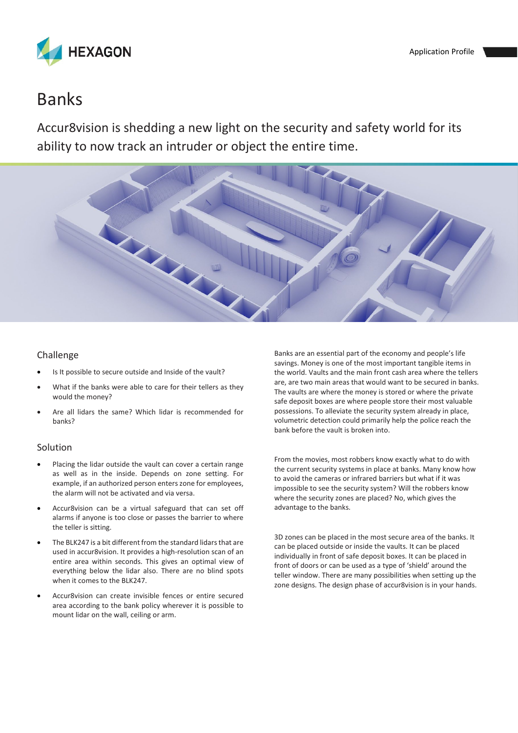# Banks

Accur8vision is shedding a new light on the security and safety world for its ability to now track an intruder or object the entire time.

## Challenge

- Is It possible to secure outside and Inside of the vault?
- What if the banks were able to care for their tellers as they would the money?
- Are all lidars the same? Which lidar is recommended for banks?

## Solution

- Placing the lidar outside the vault can cover a certain range as well as in the inside. Depends on zone setting. For example, if an authorized person enters zone for employees, the alarm will not be activated and via versa.
- Accur8vision can be a virtual safeguard that can set off alarms if anyone is too close or passes the barrier to where the teller is sitting.
- The BLK247 is a bit different from the standard lidars that are used in accur8vision. It provides a high-resolution scan of an entire area within seconds. This gives an optimal view of everything below the lidar also. There are no blind spots when it comes to the BLK247.
- Accur8vision can create invisible fences or entire secured area according to the bank policy wherever it is possible to mount lidar on the wall, ceiling or arm.

Banks are an essential part of the economy and people's life savings. Money is one of the most important tangible items in the world. Vaults and the main front cash area where the tellers are, are two main areas that would want to be secured in banks. The vaults are where the money is stored or where the private safe deposit boxes are where people store their most valuable possessions. To alleviate the security system already in place, volumetric detection could primarily help the police reach the bank before the vault is broken into.

From the movies, most robbers know exactly what to do with the current security systems in place at banks. Many know how to avoid the cameras or infrared barriers but what if it was impossible to see the security system? Will the robbers know where the security zones are placed? No, which gives the advantage to the banks.

3D zones can be placed in the most secure area of the banks. It can be placed outside or inside the vaults. It can be placed individually in front of safe deposit boxes. It can be placed in front of doors or can be used as a type of 'shield' around the teller window. There are many possibilities when setting up the zone designs. The design phase of accur8vision is in your hands.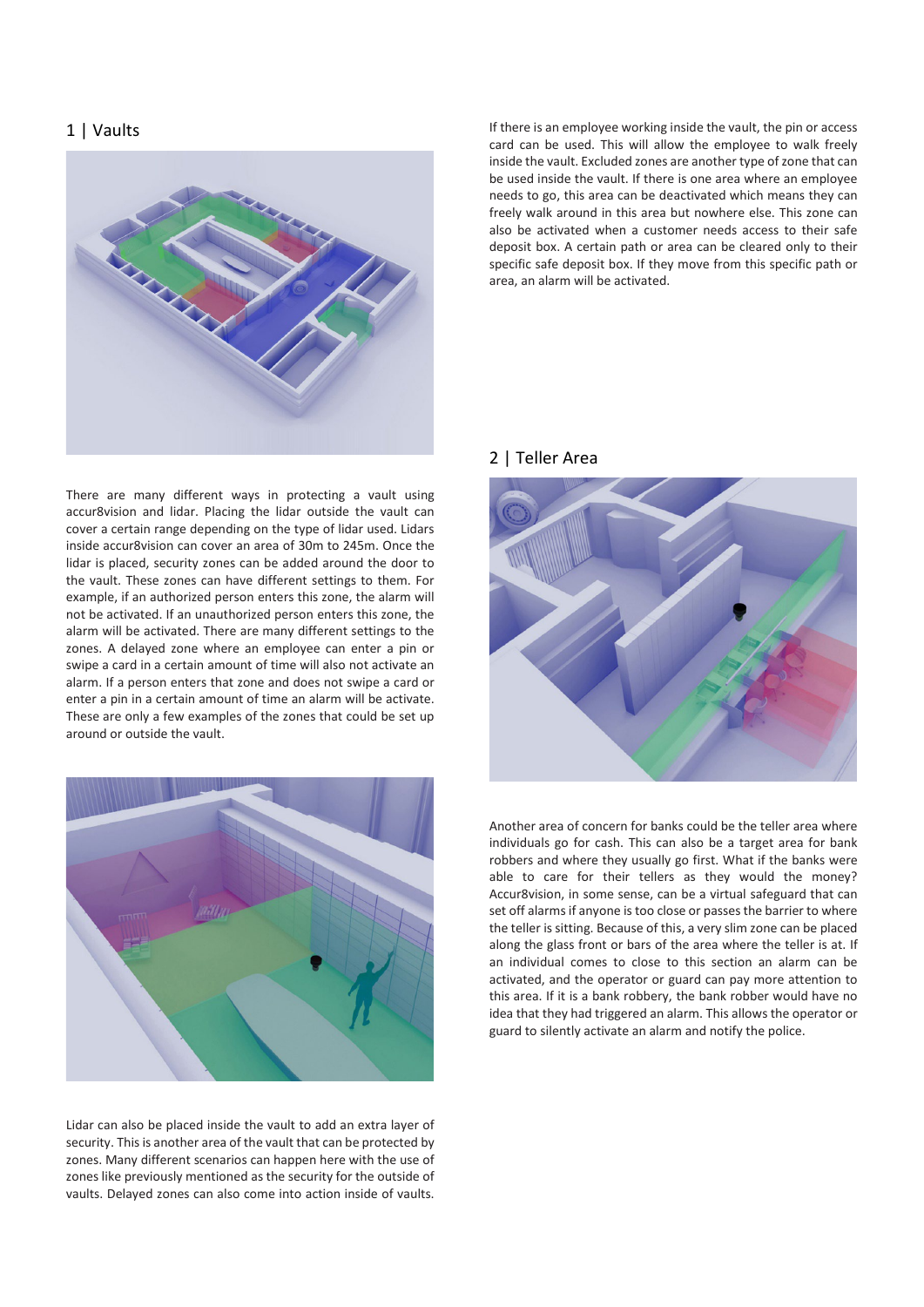## 1 | Vaults

There are many different ways in protecting a vault using accur8vision and lidar. Placing the lidar outside the vault can cover a certain range depending on the type of lidar used. Lidars inside accur8vision can cover an area of 30m to 245m. Once the lidar is placed, security zones can be added around the door to the vault. These zones can have different settings to them. For example, if an authorized person enters this zone, the alarm will not be activated. If an unauthorized person enters this zone, the alarm will be activated. There are many different settings to the zones. A delayed zone where an employee can enter a pin or swipe a card in a certain amount of time will also not activate an alarm. If a person enters that zone and does not swipe a card or enter a pin in a certain amount of time an alarm will be activate. These are only a few examples of the zones that could be set up around or outside the vault.

Lidar can also be placed inside the vault to add an extra layer of security. This is another area of the vault that can be protected by zones. Many different scenarios can happen here with the use of zones like previously mentioned as the security for the outside of vaults. Delayed zones can also come into action inside of vaults.

If there is an employee working inside the vault, the pin or access card can be used. This will allow the employee to walk freely inside the vault. Excluded zones are another type of zone that can be used inside the vault. If there is one area where an employee needs to go, this area can be deactivated which means they can freely walk around in this area but nowhere else. This zone can also be activated when a customer needs access to their safe deposit box. A certain path or area can be cleared only to their specific safe deposit box. If they move from this specific path or area, an alarm will be activated.

## 2 | Teller Area

Another area of concern for banks could be the teller area where individuals go for cash. This can also be a target area for bank robbers and where they usually go first. What if the banks were able to care for their tellers as they would the money? Accur8vision, in some sense, can be a virtual safeguard that can set off alarms if anyone is too close or passes the barrier to where the teller is sitting. Because of this, a very slim zone can be placed along the glass front or bars of the area where the teller is at. If an individual comes to close to this section an alarm can be activated, and the operator or guard can pay more attention to this area. If it is a bank robbery, the bank robber would have no idea that they had triggered an alarm. This allows the operator or guard to silently activate an alarm and notify the police.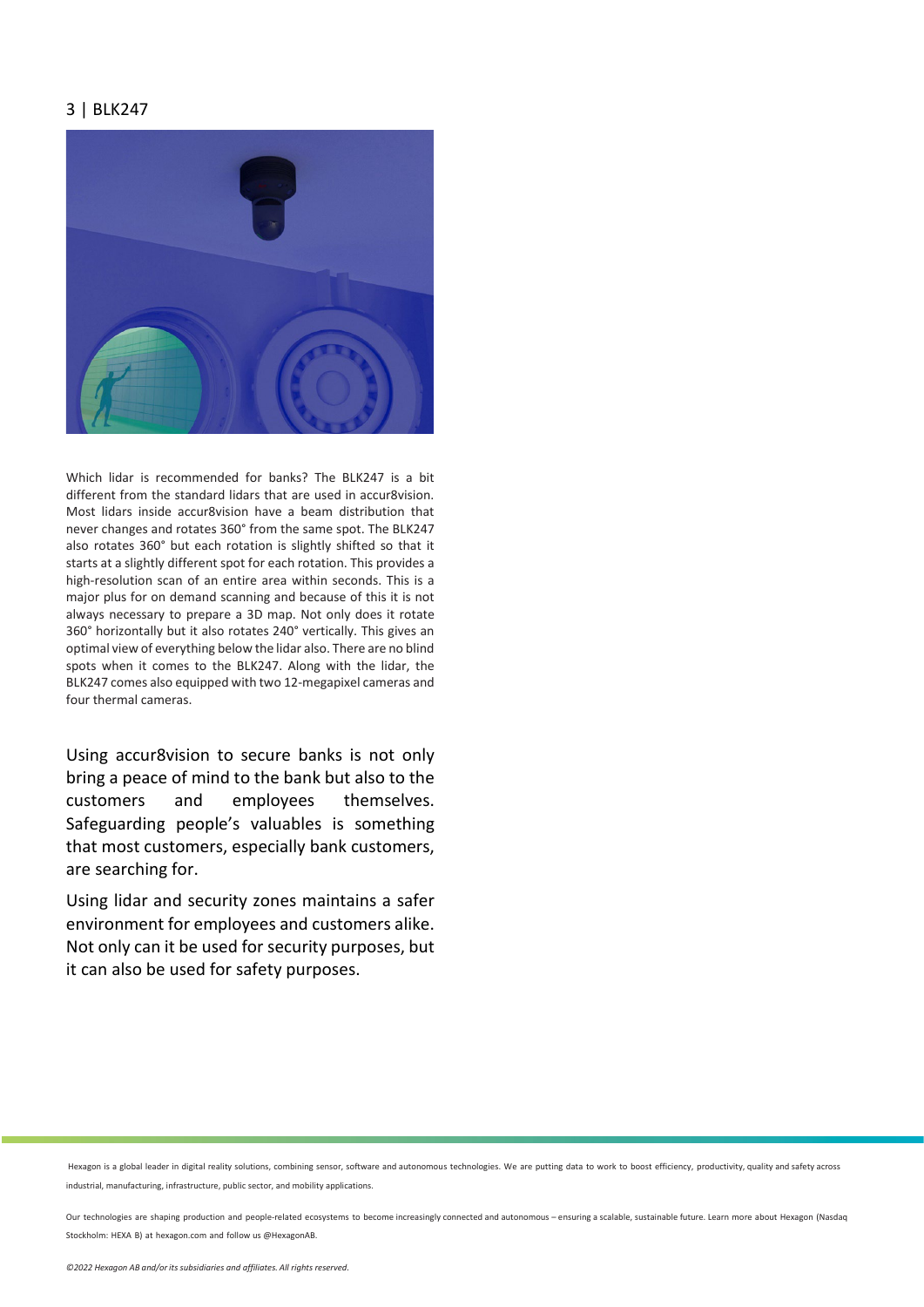## 3 | BLK247

Which lidar is recommended for banks? The BLK247 is a bit different from the standard lidars that are used in accur8vision. Most lidars inside accur8vision have a beam distribution that never changes and rotates 360° from the same spot. The BLK247 also rotates 360° but each rotation is slightly shifted so that it starts at a slightly different spot for each rotation. This provides a high-resolution scan of an entire area within seconds. This is a major plus for on demand scanning and because of this it is not always necessary to prepare a 3D map. Not only does it rotate 360° horizontally but it also rotates 240° vertically. This gives an optimal view of everything below the lidar also. There are no blind spots when it comes to the BLK247. Along with the lidar, the BLK247 comes also equipped with two 12-megapixel cameras and four thermal cameras.

Using accur8vision to secure banks is not only bring a peace of mind to the bank but also to the customers and employees themselves. Safeguarding people's valuables is something that most customers, especially bank customers, are searching for.

Using lidar and security zones maintains a safer environment for employees and customers alike. Not only can it be used for security purposes, but it can also be used for safety purposes.

Hexagon is a global leader in digital reality solutions, combining sensor, software and autonomous technologies. We are putting data to work to boost efficiency, productivity, quality and safety across industrial, manufacturing, infrastructure, public sector, and mobility applications.

Our technologies are shaping production and people-related ecosystems to become increasingly connected and autonomous – ensuring a scalable, sustainable future. Learn more about Hexagon (Nasdaq Stockholm: HEXA B) at hexagon.com and follow us @HexagonAB.

*©2022 Hexagon AB and/or its subsidiaries and affiliates. All rights reserved.*